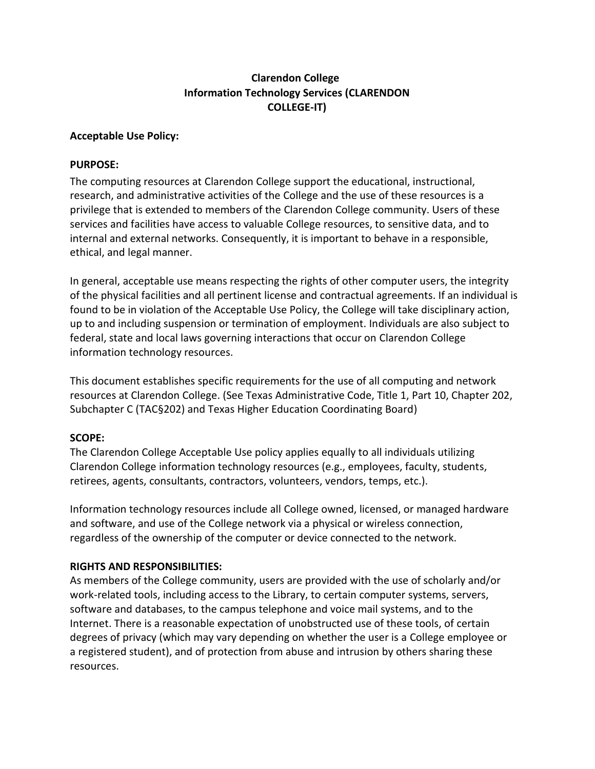# Clarendon College
# Information Technology Services (CLARENDON COLLEGE-IT)

**Acceptable Use Policy:**

**PURPOSE:**

The computing resources at Clarendon College support the educational, instructional, research, and administrative activities of the College and the use of these resources is a privilege that is extended to members of the Clarendon College community. Users of these services and facilities have access to valuable College resources, to sensitive data, and to internal and external networks. Consequently, it is important to behave in a responsible, ethical, and legal manner.

In general, acceptable use means respecting the rights of other computer users, the integrity of the physical facilities and all pertinent license and contractual agreements. If an individual is found to be in violation of the Acceptable Use Policy, the College will take disciplinary action, up to and including suspension or termination of employment. Individuals are also subject to federal, state and local laws governing interactions that occur on Clarendon College information technology resources.

This document establishes specific requirements for the use of all computing and network resources at Clarendon College. (See Texas Administrative Code, Title 1, Part 10, Chapter 202, Subchapter C (TAC§202) and Texas Higher Education Coordinating Board)

**SCOPE:**

The Clarendon College Acceptable Use policy applies equally to all individuals utilizing Clarendon College information technology resources (e.g., employees, faculty, students, retirees, agents, consultants, contractors, volunteers, vendors, temps, etc.).

Information technology resources include all College owned, licensed, or managed hardware and software, and use of the College network via a physical or wireless connection, regardless of the ownership of the computer or device connected to the network.

**RIGHTS AND RESPONSIBILITIES:**

As members of the College community, users are provided with the use of scholarly and/or work-related tools, including access to the Library, to certain computer systems, servers, software and databases, to the campus telephone and voice mail systems, and to the Internet. There is a reasonable expectation of unobstructed use of these tools, of certain degrees of privacy (which may vary depending on whether the user is a College employee or a registered student), and of protection from abuse and intrusion by others sharing these resources.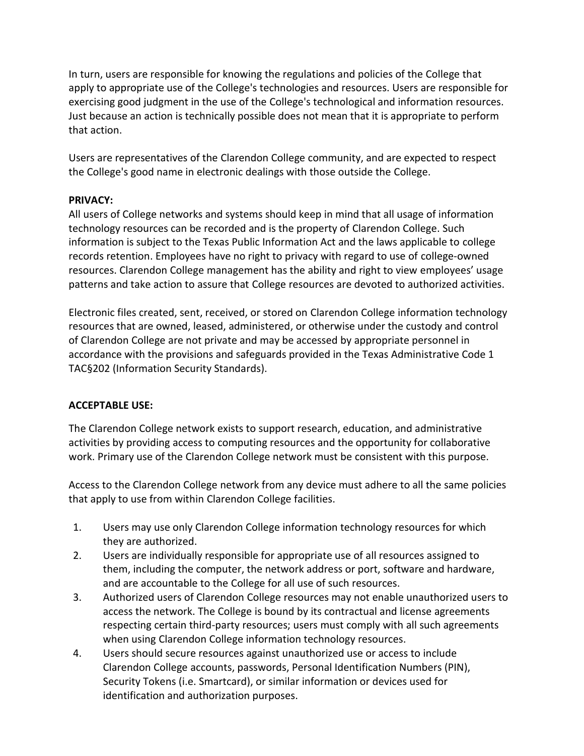In turn, users are responsible for knowing the regulations and policies of the College that apply to appropriate use of the College's technologies and resources. Users are responsible for exercising good judgment in the use of the College's technological and information resources. Just because an action is technically possible does not mean that it is appropriate to perform that action.

Users are representatives of the Clarendon College community, and are expected to respect the College's good name in electronic dealings with those outside the College.

**PRIVACY:**

All users of College networks and systems should keep in mind that all usage of information technology resources can be recorded and is the property of Clarendon College. Such information is subject to the Texas Public Information Act and the laws applicable to college records retention. Employees have no right to privacy with regard to use of college-owned resources. Clarendon College management has the ability and right to view employees' usage patterns and take action to assure that College resources are devoted to authorized activities.

Electronic files created, sent, received, or stored on Clarendon College information technology resources that are owned, leased, administered, or otherwise under the custody and control of Clarendon College are not private and may be accessed by appropriate personnel in accordance with the provisions and safeguards provided in the Texas Administrative Code 1 TAC§202 (Information Security Standards).

**ACCEPTABLE USE:**

The Clarendon College network exists to support research, education, and administrative activities by providing access to computing resources and the opportunity for collaborative work. Primary use of the Clarendon College network must be consistent with this purpose.

Access to the Clarendon College network from any device must adhere to all the same policies that apply to use from within Clarendon College facilities.

1. Users may use only Clarendon College information technology resources for which they are authorized.
2. Users are individually responsible for appropriate use of all resources assigned to them, including the computer, the network address or port, software and hardware, and are accountable to the College for all use of such resources.
3. Authorized users of Clarendon College resources may not enable unauthorized users to access the network. The College is bound by its contractual and license agreements respecting certain third-party resources; users must comply with all such agreements when using Clarendon College information technology resources.
4. Users should secure resources against unauthorized use or access to include Clarendon College accounts, passwords, Personal Identification Numbers (PIN), Security Tokens (i.e. Smartcard), or similar information or devices used for identification and authorization purposes.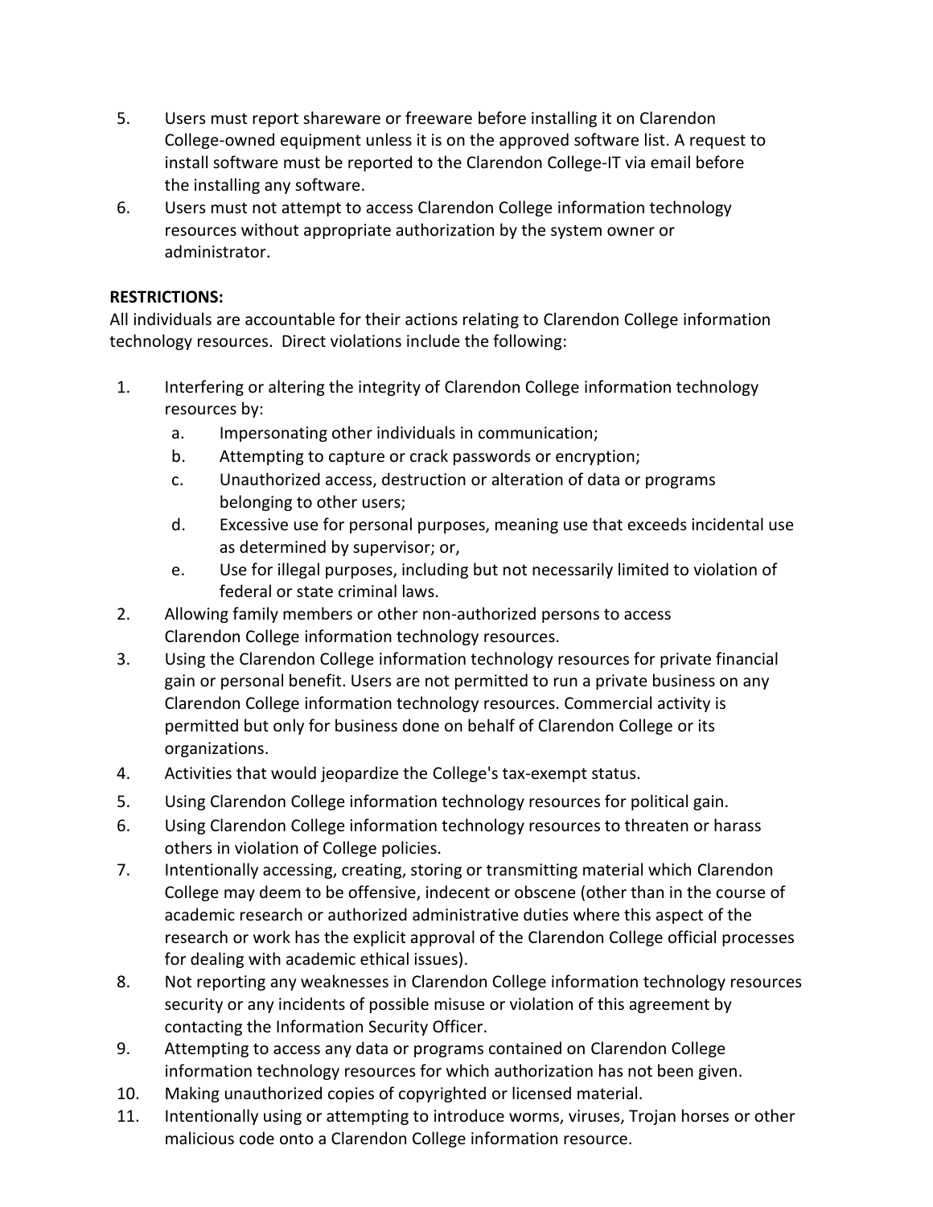5. Users must report shareware or freeware before installing it on Clarendon College-owned equipment unless it is on the approved software list. A request to install software must be reported to the Clarendon College-IT via email before the installing any software.
6. Users must not attempt to access Clarendon College information technology resources without appropriate authorization by the system owner or administrator.

**RESTRICTIONS:**

All individuals are accountable for their actions relating to Clarendon College information technology resources. Direct violations include the following:

1. Interfering or altering the integrity of Clarendon College information technology resources by:
   a. Impersonating other individuals in communication;
   b. Attempting to capture or crack passwords or encryption;
   c. Unauthorized access, destruction or alteration of data or programs belonging to other users;
   d. Excessive use for personal purposes, meaning use that exceeds incidental use as determined by supervisor; or,
   e. Use for illegal purposes, including but not necessarily limited to violation of federal or state criminal laws.
2. Allowing family members or other non-authorized persons to access Clarendon College information technology resources.
3. Using the Clarendon College information technology resources for private financial gain or personal benefit. Users are not permitted to run a private business on any Clarendon College information technology resources. Commercial activity is permitted but only for business done on behalf of Clarendon College or its organizations.
4. Activities that would jeopardize the College's tax-exempt status.
5. Using Clarendon College information technology resources for political gain.
6. Using Clarendon College information technology resources to threaten or harass others in violation of College policies.
7. Intentionally accessing, creating, storing or transmitting material which Clarendon College may deem to be offensive, indecent or obscene (other than in the course of academic research or authorized administrative duties where this aspect of the research or work has the explicit approval of the Clarendon College official processes for dealing with academic ethical issues).
8. Not reporting any weaknesses in Clarendon College information technology resources security or any incidents of possible misuse or violation of this agreement by contacting the Information Security Officer.
9. Attempting to access any data or programs contained on Clarendon College information technology resources for which authorization has not been given.
10. Making unauthorized copies of copyrighted or licensed material.
11. Intentionally using or attempting to introduce worms, viruses, Trojan horses or other malicious code onto a Clarendon College information resource.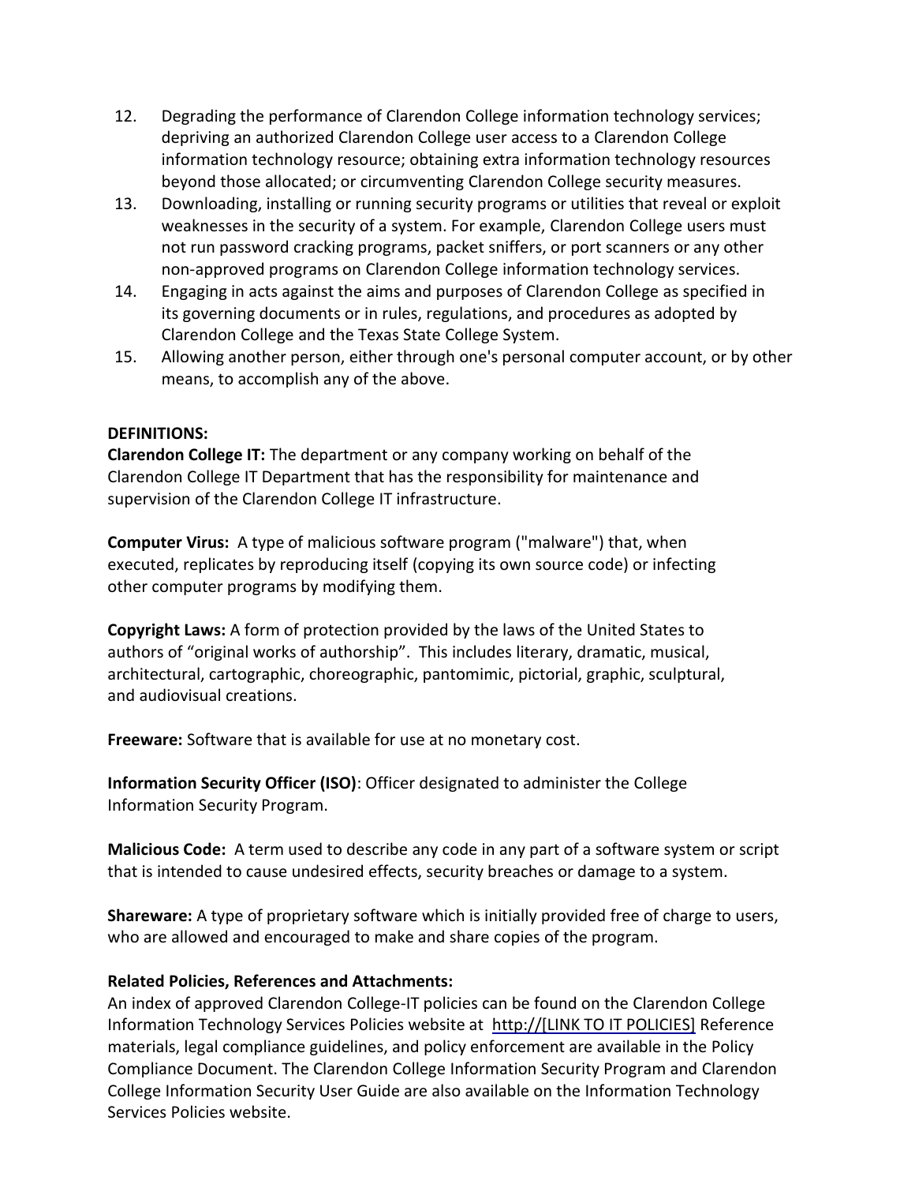12. Degrading the performance of Clarendon College information technology services; depriving an authorized Clarendon College user access to a Clarendon College information technology resource; obtaining extra information technology resources beyond those allocated; or circumventing Clarendon College security measures.
13. Downloading, installing or running security programs or utilities that reveal or exploit weaknesses in the security of a system. For example, Clarendon College users must not run password cracking programs, packet sniffers, or port scanners or any other non-approved programs on Clarendon College information technology services.
14. Engaging in acts against the aims and purposes of Clarendon College as specified in its governing documents or in rules, regulations, and procedures as adopted by Clarendon College and the Texas State College System.
15. Allowing another person, either through one's personal computer account, or by other means, to accomplish any of the above.

**DEFINITIONS:**

**Clarendon College IT:** The department or any company working on behalf of the Clarendon College IT Department that has the responsibility for maintenance and supervision of the Clarendon College IT infrastructure.

**Computer Virus:** A type of malicious software program ("malware") that, when executed, replicates by reproducing itself (copying its own source code) or infecting other computer programs by modifying them.

**Copyright Laws:** A form of protection provided by the laws of the United States to authors of "original works of authorship". This includes literary, dramatic, musical, architectural, cartographic, choreographic, pantomimic, pictorial, graphic, sculptural, and audiovisual creations.

**Freeware:** Software that is available for use at no monetary cost.

**Information Security Officer (ISO)**: Officer designated to administer the College Information Security Program.

**Malicious Code:** A term used to describe any code in any part of a software system or script that is intended to cause undesired effects, security breaches or damage to a system.

**Shareware:** A type of proprietary software which is initially provided free of charge to users, who are allowed and encouraged to make and share copies of the program.

**Related Policies, References and Attachments:**

An index of approved Clarendon College-IT policies can be found on the Clarendon College Information Technology Services Policies website at http://[LINK TO IT POLICIES] Reference materials, legal compliance guidelines, and policy enforcement are available in the Policy Compliance Document. The Clarendon College Information Security Program and Clarendon College Information Security User Guide are also available on the Information Technology Services Policies website.